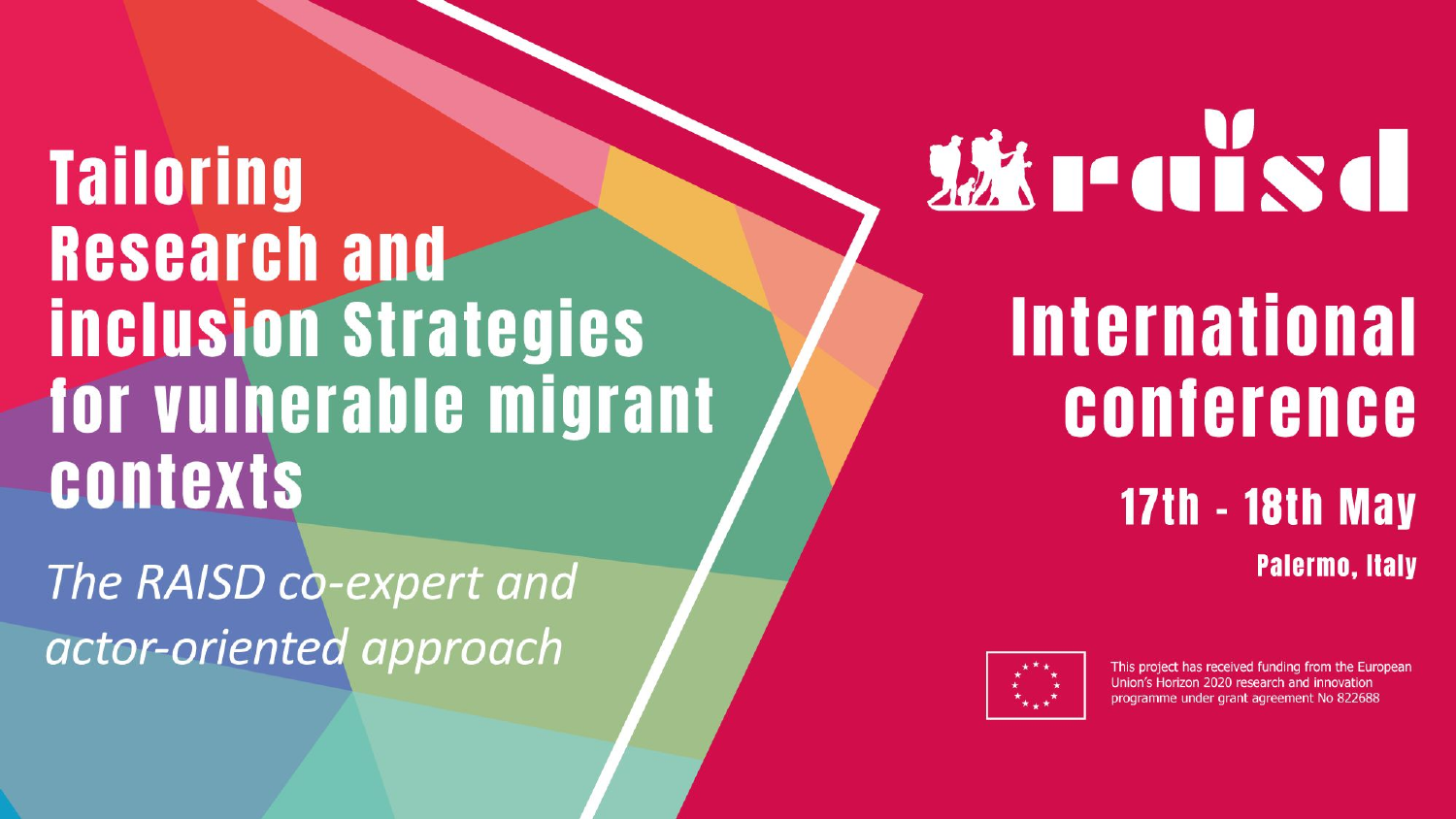# Tailoring Research and inclusion Strategies for vulnerable migrant contexts

*The RAISD co-expert and actor-oriented approach*

raisd

## International conference

**17th - 18th May**

**Palermo, Italy**

This project has received funding from the European Union's Horizon 2020 research and innovation programme under grant agreement No 822688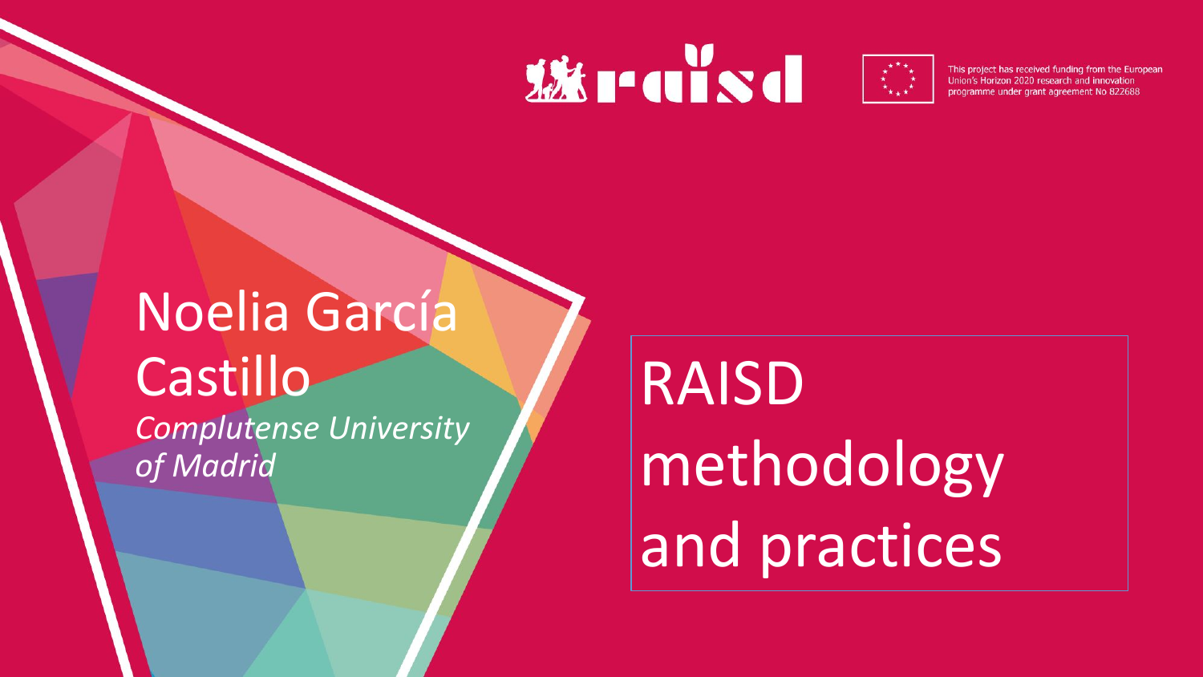This project has received funding from the European Union's Horizon 2020 research and innovation programme under grant agreement No 822688

# RAISD methodology and practices

Noelia García Castillo

*Complutense University of Madrid*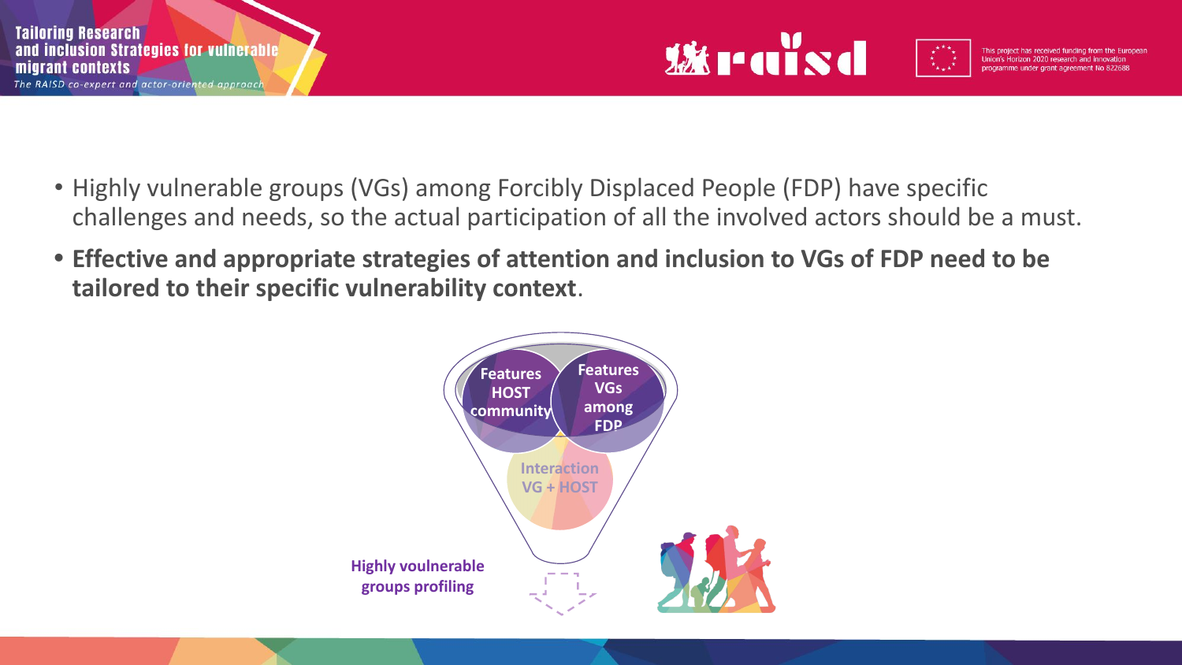- Highly vulnerable groups (VGs) among Forcibly Displaced People (FDP) have specific challenges and needs, so the actual participation of all the involved actors should be a must.
- **Effective and appropriate strategies of attention and inclusion to VGs of FDP need to be tailored to their specific vulnerability context**.

Features HOST community

Features VGs among FDP

Interaction VG + HOST

Highly voulnerable groups profiling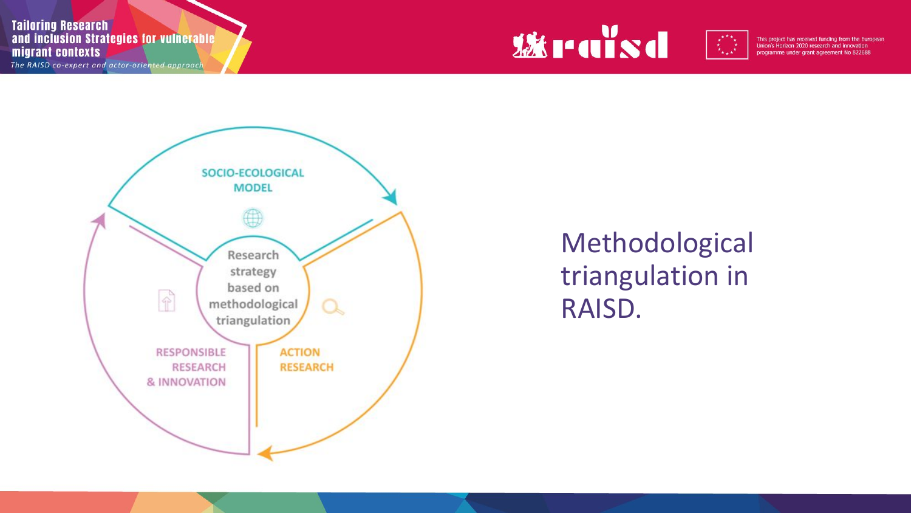Research strategy based on methodological triangulation

SOCIO-ECOLOGICAL MODEL

ACTION RESEARCH

RESPONSIBLE RESEARCH & INNOVATION

Methodological triangulation in RAISD.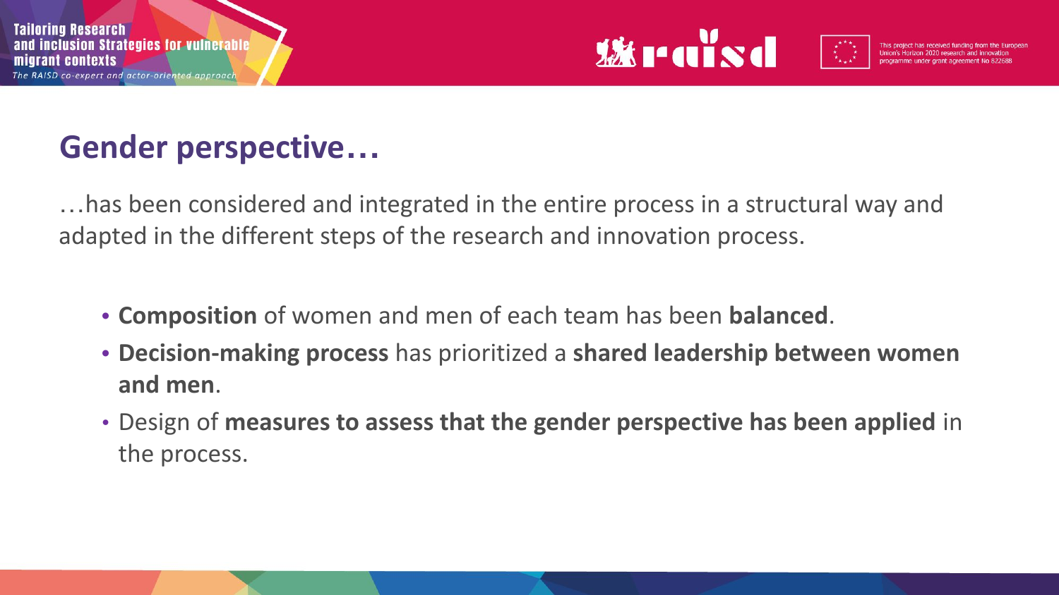## Gender perspective…

…has been considered and integrated in the entire process in a structural way and adapted in the different steps of the research and innovation process.

- **Composition** of women and men of each team has been **balanced**.
- **Decision-making process** has prioritized a **shared leadership between women and men**.
- Design of **measures to assess that the gender perspective has been applied** in the process.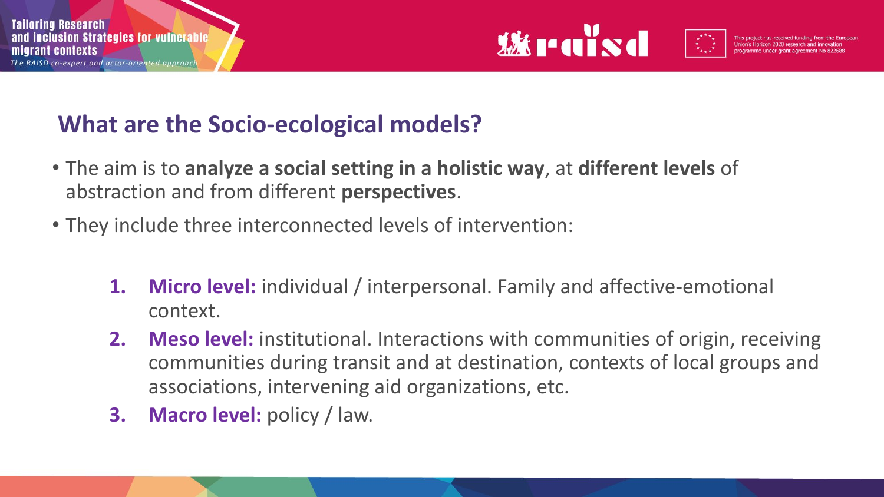## What are the Socio-ecological models?

- The aim is to **analyze a social setting in a holistic way**, at **different levels** of abstraction and from different **perspectives**.
- They include three interconnected levels of intervention:

1. **Micro level:** individual / interpersonal. Family and affective-emotional context.
2. **Meso level:** institutional. Interactions with communities of origin, receiving communities during transit and at destination, contexts of local groups and associations, intervening aid organizations, etc.
3. **Macro level:** policy / law.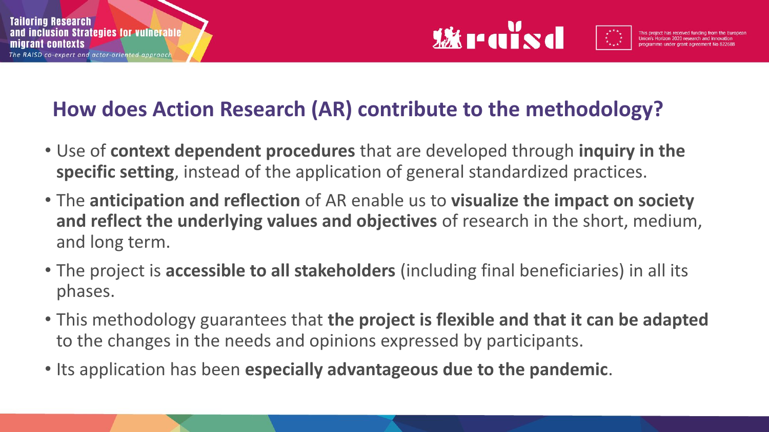## How does Action Research (AR) contribute to the methodology?

- Use of **context dependent procedures** that are developed through **inquiry in the specific setting**, instead of the application of general standardized practices.
- The **anticipation and reflection** of AR enable us to **visualize the impact on society and reflect the underlying values and objectives** of research in the short, medium, and long term.
- The project is **accessible to all stakeholders** (including final beneficiaries) in all its phases.
- This methodology guarantees that **the project is flexible and that it can be adapted** to the changes in the needs and opinions expressed by participants.
- Its application has been **especially advantageous due to the pandemic**.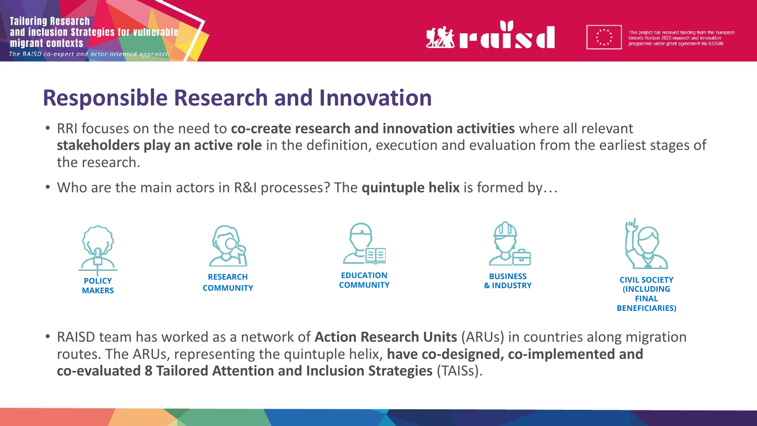# Responsible Research and Innovation

- RRI focuses on the need to **co-create research and innovation activities** where all relevant **stakeholders play an active role** in the definition, execution and evaluation from the earliest stages of the research.
- Who are the main actors in R&I processes? The **quintuple helix** is formed by…

**POLICY MAKERS**

**RESEARCH COMMUNITY**

**EDUCATION COMMUNITY**

**BUSINESS & INDUSTRY**

**CIVIL SOCIETY (INCLUDING FINAL BENEFICIARIES)**

- RAISD team has worked as a network of **Action Research Units** (ARUs) in countries along migration routes. The ARUs, representing the quintuple helix, **have co-designed, co-implemented and co-evaluated 8 Tailored Attention and Inclusion Strategies** (TAISs).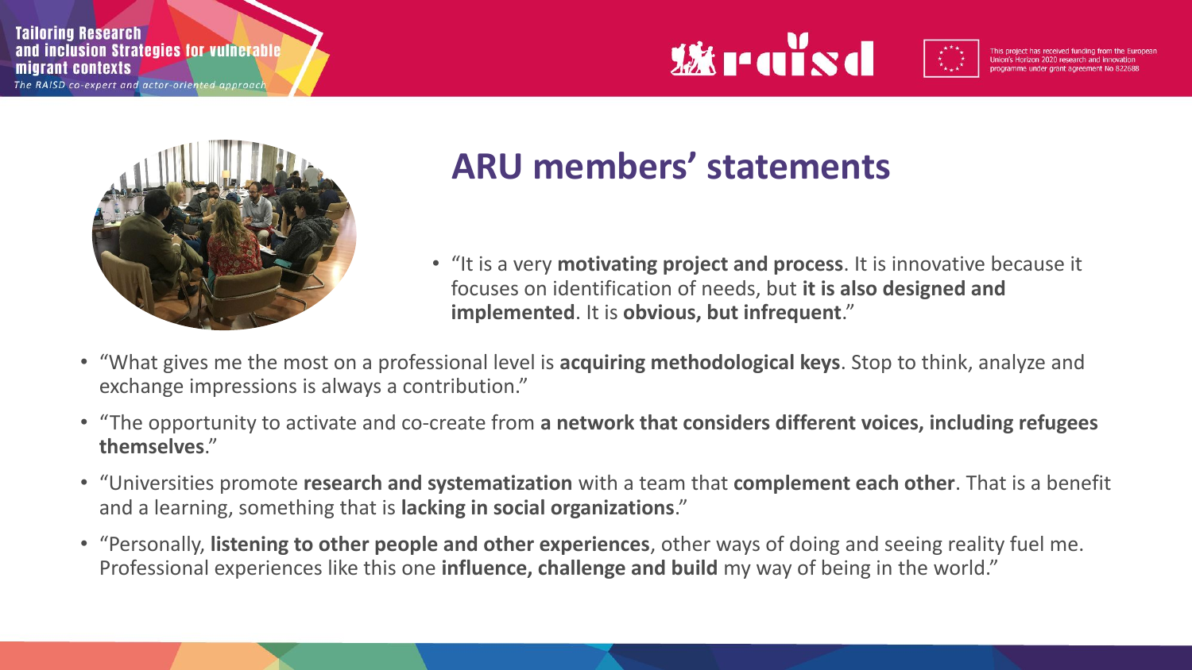## ARU members' statements

- "It is a very **motivating project and process**. It is innovative because it focuses on identification of needs, but **it is also designed and implemented**. It is **obvious, but infrequent**."
- "What gives me the most on a professional level is **acquiring methodological keys**. Stop to think, analyze and exchange impressions is always a contribution."
- "The opportunity to activate and co-create from **a network that considers different voices, including refugees themselves**."
- "Universities promote **research and systematization** with a team that **complement each other**. That is a benefit and a learning, something that is **lacking in social organizations**."
- "Personally, **listening to other people and other experiences**, other ways of doing and seeing reality fuel me. Professional experiences like this one **influence, challenge and build** my way of being in the world."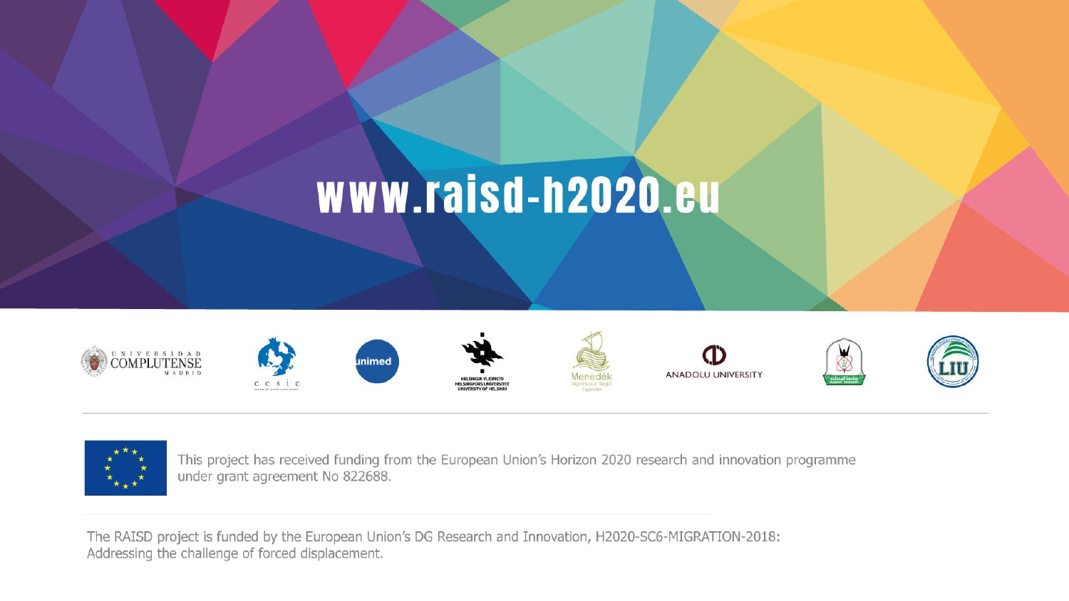www.raisd-h2020.eu

This project has received funding from the European Union's Horizon 2020 research and innovation programme under grant agreement No 822688.

The RAISD project is funded by the European Union's DG Research and Innovation, H2020-SC6-MIGRATION-2018: Addressing the challenge of forced displacement.